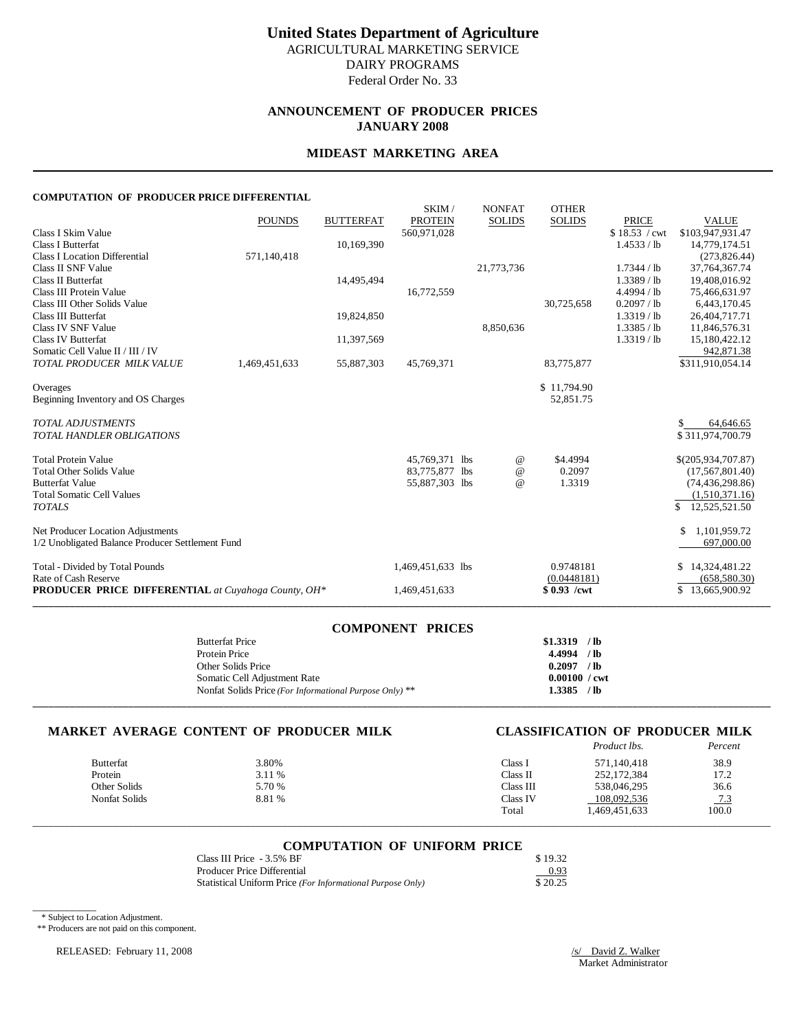# United States Department of Agriculture

AGRICULTURAL MARKETING SERVICE
DAIRY PROGRAMS
Federal Order No. 33

## ANNOUNCEMENT OF PRODUCER PRICES
## JANUARY 2008

## MIDEAST MARKETING AREA

### COMPUTATION OF PRODUCER PRICE DIFFERENTIAL

| | POUNDS | BUTTERFAT | SKIM / PROTEIN | NONFAT SOLIDS | OTHER SOLIDS | PRICE | VALUE |
|---|---|---|---|---|---|---|---|
| Class I Skim Value | | | 560,971,028 | | | $ 18.53 / cwt | $103,947,931.47 |
| Class I Butterfat | | 10,169,390 | | | | 1.4533 / lb | 14,779,174.51 |
| Class I Location Differential | 571,140,418 | | | | | | (273,826.44) |
| Class II SNF Value | | | | 21,773,736 | | 1.7344 / lb | 37,764,367.74 |
| Class II Butterfat | | 14,495,494 | | | | 1.3389 / lb | 19,408,016.92 |
| Class III Protein Value | | | 16,772,559 | | | 4.4994 / lb | 75,466,631.97 |
| Class III Other Solids Value | | | | | 30,725,658 | 0.2097 / lb | 6,443,170.45 |
| Class III Butterfat | | 19,824,850 | | | | 1.3319 / lb | 26,404,717.71 |
| Class IV SNF Value | | | | 8,850,636 | | 1.3385 / lb | 11,846,576.31 |
| Class IV Butterfat | | 11,397,569 | | | | 1.3319 / lb | 15,180,422.12 |
| Somatic Cell Value II / III / IV | | | | | | | 942,871.38 |
| *TOTAL PRODUCER MILK VALUE* | 1,469,451,633 | 55,887,303 | 45,769,371 | | 83,775,877 | | $311,910,054.14 |
| Overages | | | | | $ 11,794.90 | | |
| Beginning Inventory and OS Charges | | | | | 52,851.75 | | |
| *TOTAL ADJUSTMENTS* | | | | | | | $ 64,646.65 |
| *TOTAL HANDLER OBLIGATIONS* | | | | | | | $ 311,974,700.79 |
| Total Protein Value | | | 45,769,371 lbs | @ | $4.4994 | | $(205,934,707.87) |
| Total Other Solids Value | | | 83,775,877 lbs | @ | 0.2097 | | (17,567,801.40) |
| Butterfat Value | | | 55,887,303 lbs | @ | 1.3319 | | (74,436,298.86) |
| Total Somatic Cell Values | | | | | | | (1,510,371.16) |
| *TOTALS* | | | | | | | $ 12,525,521.50 |
| Net Producer Location Adjustments | | | | | | | $ 1,101,959.72 |
| 1/2 Unobligated Balance Producer Settlement Fund | | | | | | | 697,000.00 |
| Total - Divided by Total Pounds | | | 1,469,451,633 lbs | | 0.9748181 | | $ 14,324,481.22 |
| Rate of Cash Reserve | | | | | (0.0448181) | | (658,580.30) |
| **PRODUCER PRICE DIFFERENTIAL** *at Cuyahoga County, OH\** | | | 1,469,451,633 | | **$ 0.93 /cwt** | | $ 13,665,900.92 |

### COMPONENT PRICES

| | |
|---|---|
| Butterfat Price | **$1.3319 / lb** |
| Protein Price | **4.4994 / lb** |
| Other Solids Price | **0.2097 / lb** |
| Somatic Cell Adjustment Rate | **0.00100 / cwt** |
| Nonfat Solids Price *(For Informational Purpose Only)* ** | **1.3385 / lb** |

### MARKET AVERAGE CONTENT OF PRODUCER MILK

| | |
|---|---|
| Butterfat | 3.80% |
| Protein | 3.11 % |
| Other Solids | 5.70 % |
| Nonfat Solids | 8.81 % |

### CLASSIFICATION OF PRODUCER MILK

| | *Product lbs.* | *Percent* |
|---|---|---|
| Class I | 571,140,418 | 38.9 |
| Class II | 252,172,384 | 17.2 |
| Class III | 538,046,295 | 36.6 |
| Class IV | 108,092,536 | 7.3 |
| Total | 1,469,451,633 | 100.0 |

### COMPUTATION OF UNIFORM PRICE

| | |
|---|---|
| Class III Price - 3.5% BF | $ 19.32 |
| Producer Price Differential | 0.93 |
| Statistical Uniform Price *(For Informational Purpose Only)* | $ 20.25 |

\* Subject to Location Adjustment.
** Producers are not paid on this component.

RELEASED: February 11, 2008

/s/ David Z. Walker
Market Administrator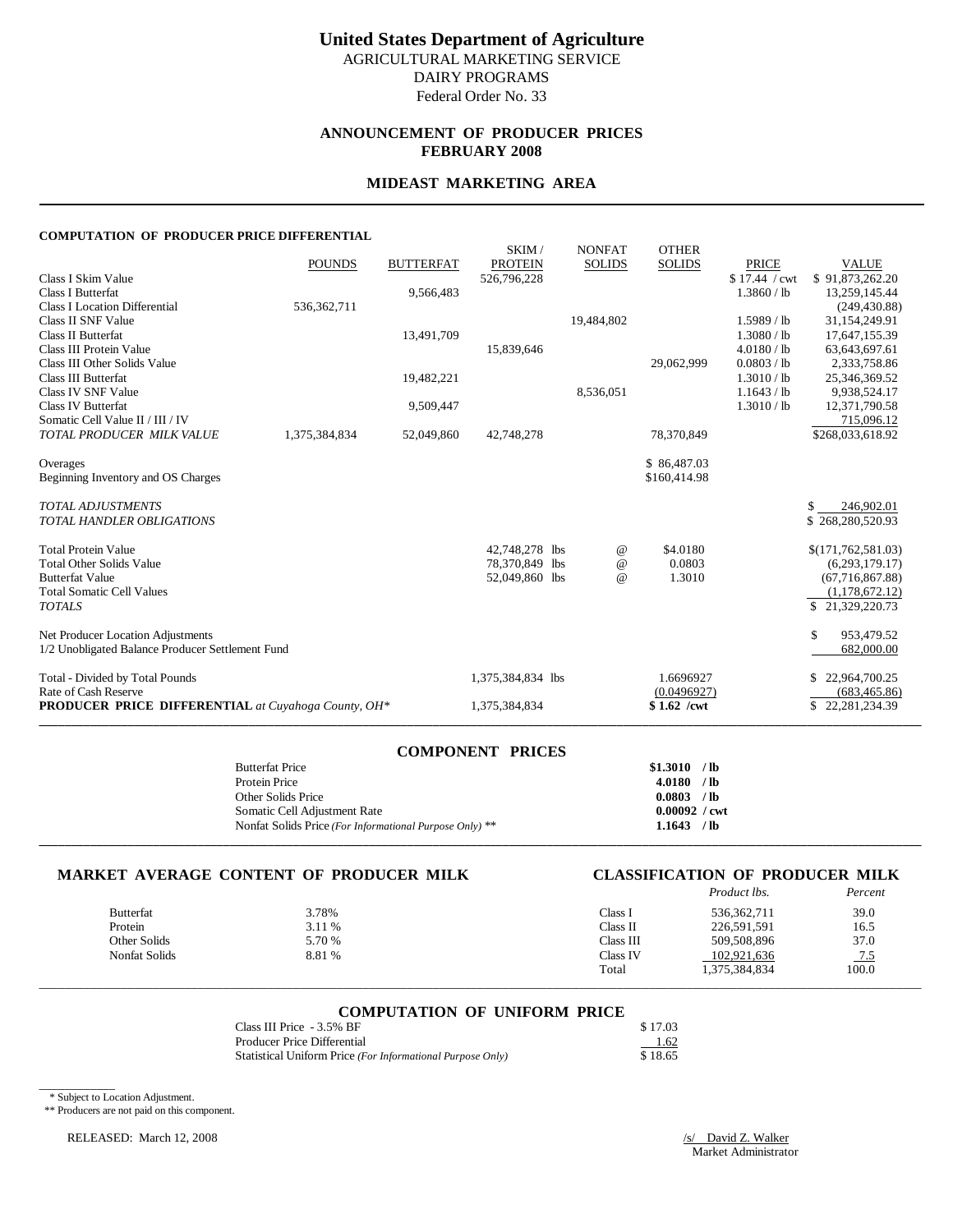# United States Department of Agriculture

AGRICULTURAL MARKETING SERVICE

DAIRY PROGRAMS

Federal Order No. 33

## ANNOUNCEMENT OF PRODUCER PRICES
## FEBRUARY 2008

## MIDEAST MARKETING AREA

#### COMPUTATION OF PRODUCER PRICE DIFFERENTIAL

| | POUNDS | BUTTERFAT | SKIM / PROTEIN | NONFAT SOLIDS | OTHER SOLIDS | PRICE | VALUE |
|---|---|---|---|---|---|---|---|
| Class I Skim Value | | | 526,796,228 | | | $ 17.44 / cwt | $ 91,873,262.20 |
| Class I Butterfat | | 9,566,483 | | | | 1.3860 / lb | 13,259,145.44 |
| Class I Location Differential | 536,362,711 | | | | | | (249,430.88) |
| Class II SNF Value | | | | 19,484,802 | | 1.5989 / lb | 31,154,249.91 |
| Class II Butterfat | | 13,491,709 | | | | 1.3080 / lb | 17,647,155.39 |
| Class III Protein Value | | | 15,839,646 | | | 4.0180 / lb | 63,643,697.61 |
| Class III Other Solids Value | | | | | 29,062,999 | 0.0803 / lb | 2,333,758.86 |
| Class III Butterfat | | 19,482,221 | | | | 1.3010 / lb | 25,346,369.52 |
| Class IV SNF Value | | | | 8,536,051 | | 1.1643 / lb | 9,938,524.17 |
| Class IV Butterfat | | 9,509,447 | | | | 1.3010 / lb | 12,371,790.58 |
| Somatic Cell Value II / III / IV | | | | | | | 715,096.12 |
| *TOTAL PRODUCER MILK VALUE* | 1,375,384,834 | 52,049,860 | 42,748,278 | | 78,370,849 | | $268,033,618.92 |
| Overages | | | | | $ 86,487.03 | | |
| Beginning Inventory and OS Charges | | | | | $160,414.98 | | |
| *TOTAL ADJUSTMENTS* | | | | | | | $ 246,902.01 |
| *TOTAL HANDLER OBLIGATIONS* | | | | | | | $ 268,280,520.93 |
| Total Protein Value | | | 42,748,278 lbs | @ | $4.0180 | | $(171,762,581.03) |
| Total Other Solids Value | | | 78,370,849 lbs | @ | 0.0803 | | (6,293,179.17) |
| Butterfat Value | | | 52,049,860 lbs | @ | 1.3010 | | (67,716,867.88) |
| Total Somatic Cell Values | | | | | | | (1,178,672.12) |
| *TOTALS* | | | | | | | $ 21,329,220.73 |
| Net Producer Location Adjustments | | | | | | | $ 953,479.52 |
| 1/2 Unobligated Balance Producer Settlement Fund | | | | | | | 682,000.00 |
| Total - Divided by Total Pounds | | | 1,375,384,834 lbs | | 1.6696927 | | $ 22,964,700.25 |
| Rate of Cash Reserve | | | | | (0.0496927) | | (683,465.86) |
| **PRODUCER PRICE DIFFERENTIAL** *at Cuyahoga County, OH\** | | | 1,375,384,834 | | **$ 1.62 /cwt** | | $ 22,281,234.39 |

### COMPONENT PRICES

| | |
|---|---|
| Butterfat Price | **$1.3010 / lb** |
| Protein Price | **4.0180 / lb** |
| Other Solids Price | **0.0803 / lb** |
| Somatic Cell Adjustment Rate | **0.00092 / cwt** |
| Nonfat Solids Price *(For Informational Purpose Only)* ** | **1.1643 / lb** |

### MARKET AVERAGE CONTENT OF PRODUCER MILK

| | |
|---|---|
| Butterfat | 3.78% |
| Protein | 3.11 % |
| Other Solids | 5.70 % |
| Nonfat Solids | 8.81 % |

### CLASSIFICATION OF PRODUCER MILK

| | *Product lbs.* | *Percent* |
|---|---|---|
| Class I | 536,362,711 | 39.0 |
| Class II | 226,591,591 | 16.5 |
| Class III | 509,508,896 | 37.0 |
| Class IV | 102,921,636 | 7.5 |
| Total | 1,375,384,834 | 100.0 |

### COMPUTATION OF UNIFORM PRICE

| | |
|---|---|
| Class III Price - 3.5% BF | $ 17.03 |
| Producer Price Differential | 1.62 |
| Statistical Uniform Price *(For Informational Purpose Only)* | $ 18.65 |

\* Subject to Location Adjustment.

** Producers are not paid on this component.

RELEASED: March 12, 2008

/s/ David Z. Walker
Market Administrator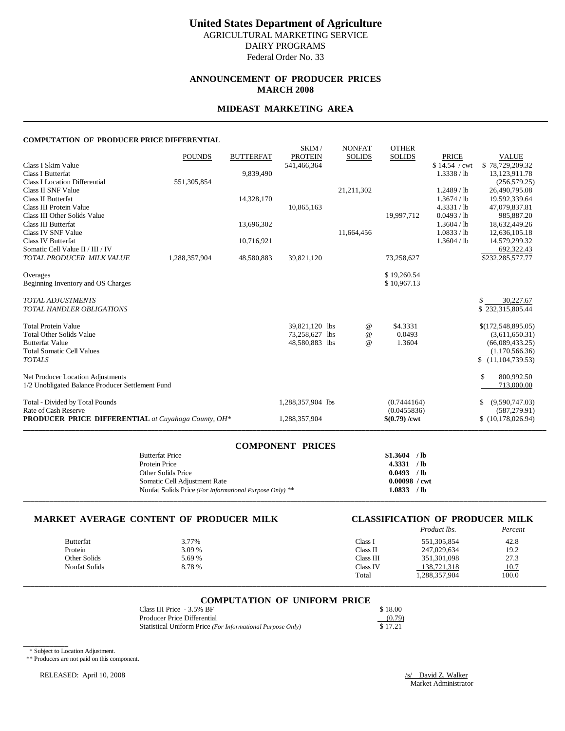# United States Department of Agriculture

AGRICULTURAL MARKETING SERVICE
DAIRY PROGRAMS
Federal Order No. 33

## ANNOUNCEMENT OF PRODUCER PRICES
## MARCH 2008

## MIDEAST MARKETING AREA

### COMPUTATION OF PRODUCER PRICE DIFFERENTIAL

| | POUNDS | BUTTERFAT | SKIM / PROTEIN | NONFAT SOLIDS | OTHER SOLIDS | PRICE | VALUE |
|---|---|---|---|---|---|---|---|
| Class I Skim Value | | | 541,466,364 | | | $ 14.54 / cwt | $ 78,729,209.32 |
| Class I Butterfat | | 9,839,490 | | | | 1.3338 / lb | 13,123,911.78 |
| Class I Location Differential | 551,305,854 | | | | | | (256,579.25) |
| Class II SNF Value | | | | 21,211,302 | | 1.2489 / lb | 26,490,795.08 |
| Class II Butterfat | | 14,328,170 | | | | 1.3674 / lb | 19,592,339.64 |
| Class III Protein Value | | | 10,865,163 | | | 4.3331 / lb | 47,079,837.81 |
| Class III Other Solids Value | | | | | 19,997,712 | 0.0493 / lb | 985,887.20 |
| Class III Butterfat | | 13,696,302 | | | | 1.3604 / lb | 18,632,449.26 |
| Class IV SNF Value | | | | 11,664,456 | | 1.0833 / lb | 12,636,105.18 |
| Class IV Butterfat | | 10,716,921 | | | | 1.3604 / lb | 14,579,299.32 |
| Somatic Cell Value II / III / IV | | | | | | | 692,322.43 |
| *TOTAL PRODUCER MILK VALUE* | 1,288,357,904 | 48,580,883 | 39,821,120 | | 73,258,627 | | $232,285,577.77 |
| Overages | | | | | $ 19,260.54 | | |
| Beginning Inventory and OS Charges | | | | | $ 10,967.13 | | |
| *TOTAL ADJUSTMENTS* | | | | | | | $ 30,227.67 |
| *TOTAL HANDLER OBLIGATIONS* | | | | | | | $ 232,315,805.44 |
| Total Protein Value | | | 39,821,120 lbs | @ | $4.3331 | | $(172,548,895.05) |
| Total Other Solids Value | | | 73,258,627 lbs | @ | 0.0493 | | (3,611,650.31) |
| Butterfat Value | | | 48,580,883 lbs | @ | 1.3604 | | (66,089,433.25) |
| Total Somatic Cell Values | | | | | | | (1,170,566.36) |
| *TOTALS* | | | | | | | $ (11,104,739.53) |
| Net Producer Location Adjustments | | | | | | | $ 800,992.50 |
| 1/2 Unobligated Balance Producer Settlement Fund | | | | | | | 713,000.00 |
| Total - Divided by Total Pounds | | | 1,288,357,904 lbs | | (0.7444164) | | $ (9,590,747.03) |
| Rate of Cash Reserve | | | | | (0.0455836) | | (587,279.91) |
| **PRODUCER PRICE DIFFERENTIAL** *at Cuyahoga County, OH\** | | | 1,288,357,904 | | $(0.79) /cwt | | $ (10,178,026.94) |

### COMPONENT PRICES

| | |
|---|---|
| Butterfat Price | **$1.3604 / lb** |
| Protein Price | **4.3331 / lb** |
| Other Solids Price | **0.0493 / lb** |
| Somatic Cell Adjustment Rate | **0.00098 / cwt** |
| Nonfat Solids Price *(For Informational Purpose Only)* ** | **1.0833 / lb** |

### MARKET AVERAGE CONTENT OF PRODUCER MILK

| | |
|---|---|
| Butterfat | 3.77% |
| Protein | 3.09 % |
| Other Solids | 5.69 % |
| Nonfat Solids | 8.78 % |

### CLASSIFICATION OF PRODUCER MILK

| | *Product lbs.* | *Percent* |
|---|---|---|
| Class I | 551,305,854 | 42.8 |
| Class II | 247,029,634 | 19.2 |
| Class III | 351,301,098 | 27.3 |
| Class IV | 138,721,318 | 10.7 |
| Total | 1,288,357,904 | 100.0 |

### COMPUTATION OF UNIFORM PRICE

| | |
|---|---|
| Class III Price - 3.5% BF | $ 18.00 |
| Producer Price Differential | (0.79) |
| Statistical Uniform Price *(For Informational Purpose Only)* | $ 17.21 |

\* Subject to Location Adjustment.
** Producers are not paid on this component.

RELEASED: April 10, 2008

/s/ David Z. Walker
Market Administrator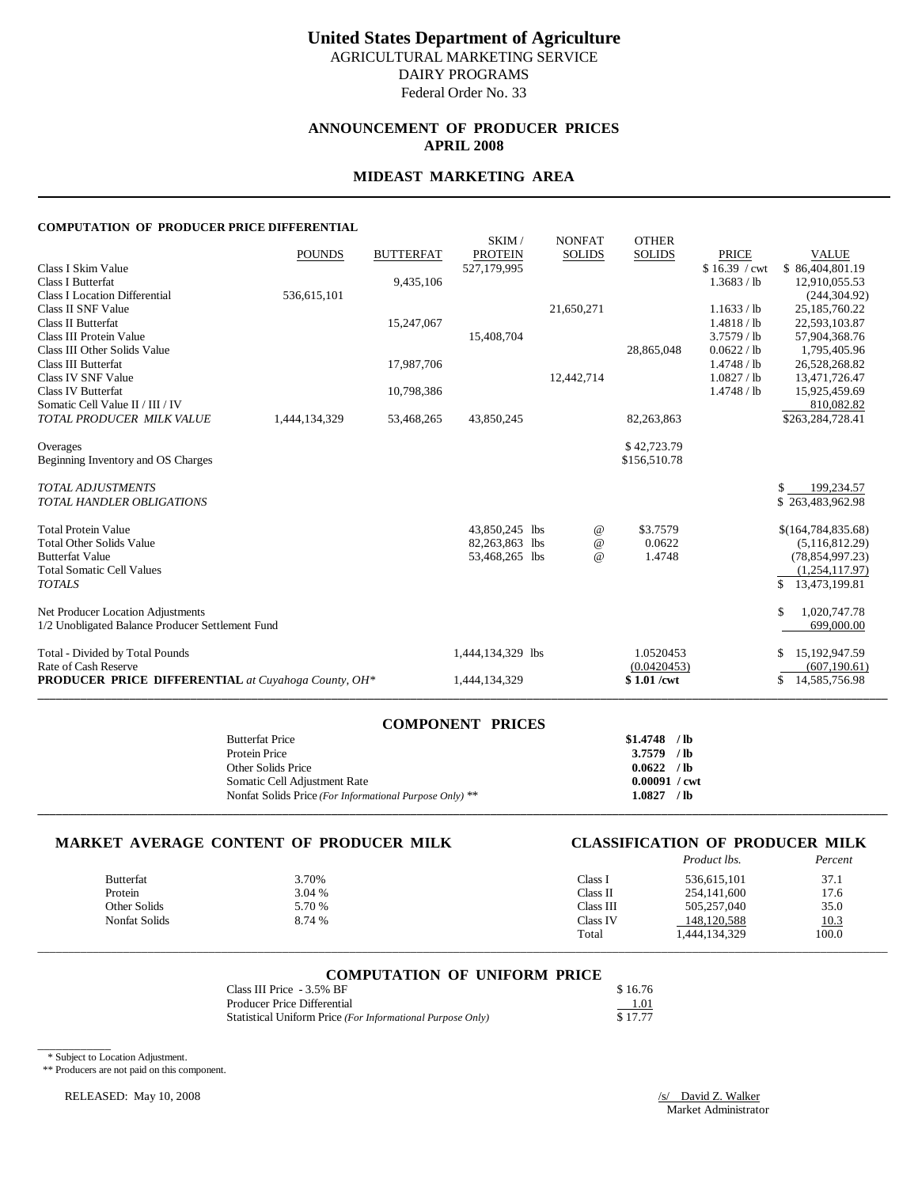# United States Department of Agriculture

AGRICULTURAL MARKETING SERVICE
DAIRY PROGRAMS
Federal Order No. 33

## ANNOUNCEMENT OF PRODUCER PRICES
## APRIL 2008

## MIDEAST MARKETING AREA

### COMPUTATION OF PRODUCER PRICE DIFFERENTIAL

| | POUNDS | BUTTERFAT | SKIM / PROTEIN | NONFAT SOLIDS | OTHER SOLIDS | PRICE | VALUE |
|---|---|---|---|---|---|---|---|
| Class I Skim Value | | | 527,179,995 | | | $ 16.39 / cwt | $ 86,404,801.19 |
| Class I Butterfat | | 9,435,106 | | | | 1.3683 / lb | 12,910,055.53 |
| Class I Location Differential | 536,615,101 | | | | | | (244,304.92) |
| Class II SNF Value | | | | 21,650,271 | | 1.1633 / lb | 25,185,760.22 |
| Class II Butterfat | | 15,247,067 | | | | 1.4818 / lb | 22,593,103.87 |
| Class III Protein Value | | | 15,408,704 | | | 3.7579 / lb | 57,904,368.76 |
| Class III Other Solids Value | | | | | 28,865,048 | 0.0622 / lb | 1,795,405.96 |
| Class III Butterfat | | 17,987,706 | | | | 1.4748 / lb | 26,528,268.82 |
| Class IV SNF Value | | | | 12,442,714 | | 1.0827 / lb | 13,471,726.47 |
| Class IV Butterfat | | 10,798,386 | | | | 1.4748 / lb | 15,925,459.69 |
| Somatic Cell Value II / III / IV | | | | | | | 810,082.82 |
| *TOTAL PRODUCER MILK VALUE* | 1,444,134,329 | 53,468,265 | 43,850,245 | | 82,263,863 | | $263,284,728.41 |
| Overages | | | | | $ 42,723.79 | | |
| Beginning Inventory and OS Charges | | | | | $156,510.78 | | |
| *TOTAL ADJUSTMENTS* | | | | | | | $ 199,234.57 |
| *TOTAL HANDLER OBLIGATIONS* | | | | | | | $ 263,483,962.98 |
| Total Protein Value | | | 43,850,245 lbs | @ | $3.7579 | | $(164,784,835.68) |
| Total Other Solids Value | | | 82,263,863 lbs | @ | 0.0622 | | (5,116,812.29) |
| Butterfat Value | | | 53,468,265 lbs | @ | 1.4748 | | (78,854,997.23) |
| Total Somatic Cell Values | | | | | | | (1,254,117.97) |
| *TOTALS* | | | | | | | $ 13,473,199.81 |
| Net Producer Location Adjustments | | | | | | | $ 1,020,747.78 |
| 1/2 Unobligated Balance Producer Settlement Fund | | | | | | | 699,000.00 |
| Total - Divided by Total Pounds | | | 1,444,134,329 lbs | | 1.0520453 | | $ 15,192,947.59 |
| Rate of Cash Reserve | | | | | (0.0420453) | | (607,190.61) |
| **PRODUCER PRICE DIFFERENTIAL** *at Cuyahoga County, OH\** | | | 1,444,134,329 | | **$ 1.01 /cwt** | | $ 14,585,756.98 |

### COMPONENT PRICES

| | |
|---|---|
| Butterfat Price | **$1.4748 / lb** |
| Protein Price | **3.7579 / lb** |
| Other Solids Price | **0.0622 / lb** |
| Somatic Cell Adjustment Rate | **0.00091 / cwt** |
| Nonfat Solids Price *(For Informational Purpose Only)* ** | **1.0827 / lb** |

### MARKET AVERAGE CONTENT OF PRODUCER MILK

| | |
|---|---|
| Butterfat | 3.70% |
| Protein | 3.04 % |
| Other Solids | 5.70 % |
| Nonfat Solids | 8.74 % |

### CLASSIFICATION OF PRODUCER MILK

| | *Product lbs.* | *Percent* |
|---|---|---|
| Class I | 536,615,101 | 37.1 |
| Class II | 254,141,600 | 17.6 |
| Class III | 505,257,040 | 35.0 |
| Class IV | 148,120,588 | 10.3 |
| Total | 1,444,134,329 | 100.0 |

### COMPUTATION OF UNIFORM PRICE

| | |
|---|---|
| Class III Price - 3.5% BF | $ 16.76 |
| Producer Price Differential | 1.01 |
| Statistical Uniform Price *(For Informational Purpose Only)* | $ 17.77 |

\* Subject to Location Adjustment.
** Producers are not paid on this component.

RELEASED: May 10, 2008

/s/ David Z. Walker
Market Administrator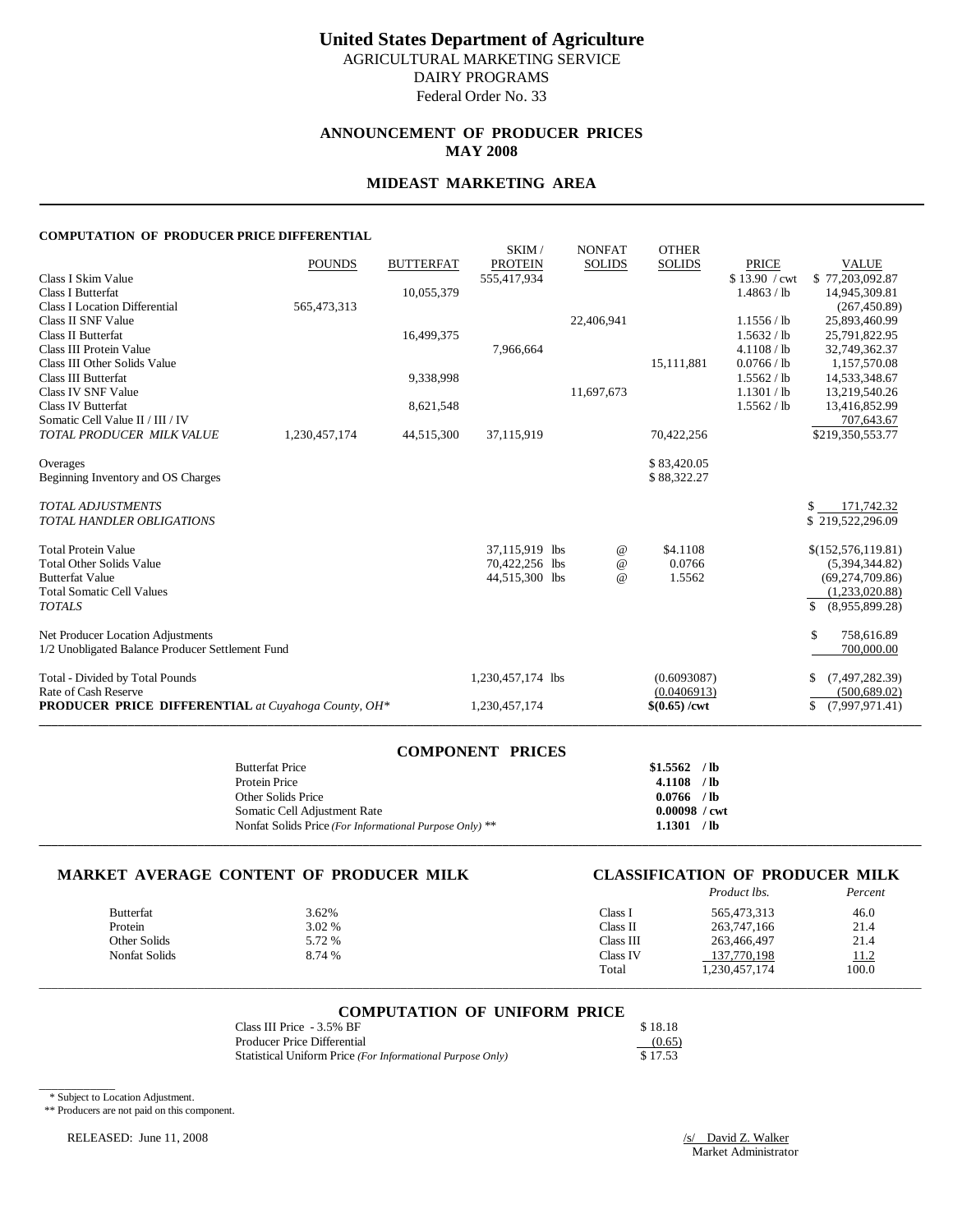# United States Department of Agriculture

AGRICULTURAL MARKETING SERVICE
DAIRY PROGRAMS
Federal Order No. 33

## ANNOUNCEMENT OF PRODUCER PRICES
## MAY 2008

## MIDEAST MARKETING AREA

### COMPUTATION OF PRODUCER PRICE DIFFERENTIAL

| | POUNDS | BUTTERFAT | SKIM / PROTEIN | NONFAT SOLIDS | OTHER SOLIDS | PRICE | VALUE |
|---|---|---|---|---|---|---|---|
| Class I Skim Value | | | 555,417,934 | | | $ 13.90 / cwt | $ 77,203,092.87 |
| Class I Butterfat | | 10,055,379 | | | | 1.4863 / lb | 14,945,309.81 |
| Class I Location Differential | 565,473,313 | | | | | | (267,450.89) |
| Class II SNF Value | | | | 22,406,941 | | 1.1556 / lb | 25,893,460.99 |
| Class II Butterfat | | 16,499,375 | | | | 1.5632 / lb | 25,791,822.95 |
| Class III Protein Value | | | 7,966,664 | | | 4.1108 / lb | 32,749,362.37 |
| Class III Other Solids Value | | | | | 15,111,881 | 0.0766 / lb | 1,157,570.08 |
| Class III Butterfat | | 9,338,998 | | | | 1.5562 / lb | 14,533,348.67 |
| Class IV SNF Value | | | | 11,697,673 | | 1.1301 / lb | 13,219,540.26 |
| Class IV Butterfat | | 8,621,548 | | | | 1.5562 / lb | 13,416,852.99 |
| Somatic Cell Value II / III / IV | | | | | | | 707,643.67 |
| *TOTAL PRODUCER MILK VALUE* | 1,230,457,174 | 44,515,300 | 37,115,919 | | 70,422,256 | | $219,350,553.77 |
| Overages | | | | | $ 83,420.05 | | |
| Beginning Inventory and OS Charges | | | | | $ 88,322.27 | | |
| *TOTAL ADJUSTMENTS* | | | | | | | $ 171,742.32 |
| *TOTAL HANDLER OBLIGATIONS* | | | | | | | $ 219,522,296.09 |
| Total Protein Value | | | 37,115,919 lbs | @ | $4.1108 | | $(152,576,119.81) |
| Total Other Solids Value | | | 70,422,256 lbs | @ | 0.0766 | | (5,394,344.82) |
| Butterfat Value | | | 44,515,300 lbs | @ | 1.5562 | | (69,274,709.86) |
| Total Somatic Cell Values | | | | | | | (1,233,020.88) |
| *TOTALS* | | | | | | | $ (8,955,899.28) |
| Net Producer Location Adjustments | | | | | | | $ 758,616.89 |
| 1/2 Unobligated Balance Producer Settlement Fund | | | | | | | 700,000.00 |
| Total - Divided by Total Pounds | | | 1,230,457,174 lbs | | (0.6093087) | | $ (7,497,282.39) |
| Rate of Cash Reserve | | | | | (0.0406913) | | (500,689.02) |
| **PRODUCER PRICE DIFFERENTIAL** *at Cuyahoga County, OH\** | | | 1,230,457,174 | | **$(0.65) /cwt** | | $ (7,997,971.41) |

### COMPONENT PRICES

| | |
|---|---|
| Butterfat Price | **$1.5562 / lb** |
| Protein Price | **4.1108 / lb** |
| Other Solids Price | **0.0766 / lb** |
| Somatic Cell Adjustment Rate | **0.00098 / cwt** |
| Nonfat Solids Price *(For Informational Purpose Only)* ** | **1.1301 / lb** |

### MARKET AVERAGE CONTENT OF PRODUCER MILK

| | |
|---|---|
| Butterfat | 3.62% |
| Protein | 3.02 % |
| Other Solids | 5.72 % |
| Nonfat Solids | 8.74 % |

### CLASSIFICATION OF PRODUCER MILK

| | *Product lbs.* | *Percent* |
|---|---|---|
| Class I | 565,473,313 | 46.0 |
| Class II | 263,747,166 | 21.4 |
| Class III | 263,466,497 | 21.4 |
| Class IV | 137,770,198 | 11.2 |
| Total | 1,230,457,174 | 100.0 |

### COMPUTATION OF UNIFORM PRICE

| | |
|---|---|
| Class III Price - 3.5% BF | $ 18.18 |
| Producer Price Differential | (0.65) |
| Statistical Uniform Price *(For Informational Purpose Only)* | $ 17.53 |

\* Subject to Location Adjustment.

** Producers are not paid on this component.

RELEASED: June 11, 2008

/s/ David Z. Walker
Market Administrator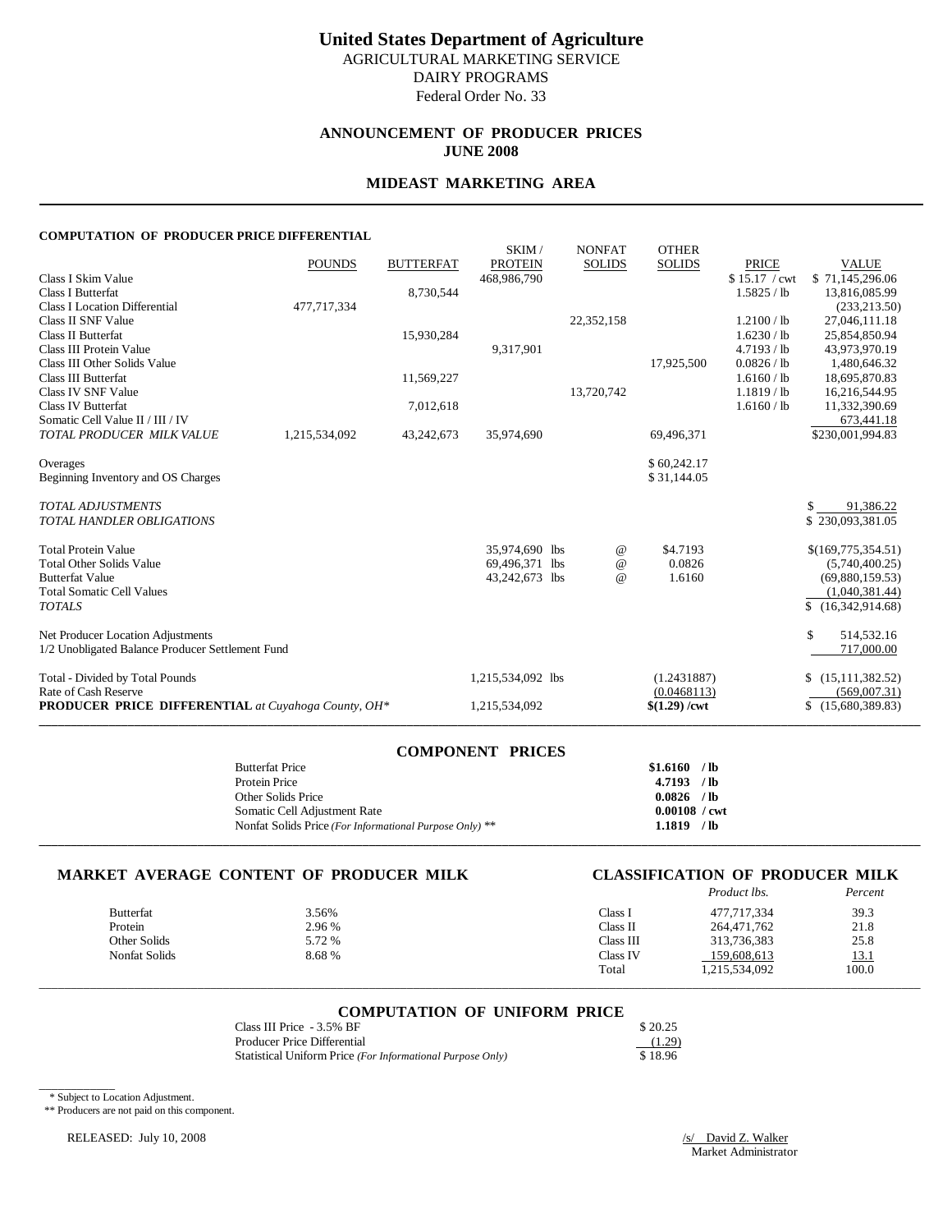# United States Department of Agriculture

AGRICULTURAL MARKETING SERVICE
DAIRY PROGRAMS
Federal Order No. 33

## ANNOUNCEMENT OF PRODUCER PRICES
## JUNE 2008

## MIDEAST MARKETING AREA

### COMPUTATION OF PRODUCER PRICE DIFFERENTIAL

| | POUNDS | BUTTERFAT | SKIM / PROTEIN | NONFAT SOLIDS | OTHER SOLIDS | PRICE | VALUE |
|---|---|---|---|---|---|---|---|
| Class I Skim Value | | | 468,986,790 | | | $ 15.17 / cwt | $ 71,145,296.06 |
| Class I Butterfat | | 8,730,544 | | | | 1.5825 / lb | 13,816,085.99 |
| Class I Location Differential | 477,717,334 | | | | | | (233,213.50) |
| Class II SNF Value | | | | 22,352,158 | | 1.2100 / lb | 27,046,111.18 |
| Class II Butterfat | | 15,930,284 | | | | 1.6230 / lb | 25,854,850.94 |
| Class III Protein Value | | | 9,317,901 | | | 4.7193 / lb | 43,973,970.19 |
| Class III Other Solids Value | | | | | 17,925,500 | 0.0826 / lb | 1,480,646.32 |
| Class III Butterfat | | 11,569,227 | | | | 1.6160 / lb | 18,695,870.83 |
| Class IV SNF Value | | | | 13,720,742 | | 1.1819 / lb | 16,216,544.95 |
| Class IV Butterfat | | 7,012,618 | | | | 1.6160 / lb | 11,332,390.69 |
| Somatic Cell Value II / III / IV | | | | | | | 673,441.18 |
| *TOTAL PRODUCER MILK VALUE* | 1,215,534,092 | 43,242,673 | 35,974,690 | | 69,496,371 | | $230,001,994.83 |
| Overages | | | | | $ 60,242.17 | | |
| Beginning Inventory and OS Charges | | | | | $ 31,144.05 | | |
| *TOTAL ADJUSTMENTS* | | | | | | | $ 91,386.22 |
| *TOTAL HANDLER OBLIGATIONS* | | | | | | | $ 230,093,381.05 |
| Total Protein Value | | | 35,974,690 lbs | @ | $4.7193 | | $(169,775,354.51) |
| Total Other Solids Value | | | 69,496,371 lbs | @ | 0.0826 | | (5,740,400.25) |
| Butterfat Value | | | 43,242,673 lbs | @ | 1.6160 | | (69,880,159.53) |
| Total Somatic Cell Values | | | | | | | (1,040,381.44) |
| *TOTALS* | | | | | | | $ (16,342,914.68) |
| Net Producer Location Adjustments | | | | | | | $ 514,532.16 |
| 1/2 Unobligated Balance Producer Settlement Fund | | | | | | | 717,000.00 |
| Total - Divided by Total Pounds | | | 1,215,534,092 lbs | | (1.2431887) | | $ (15,111,382.52) |
| Rate of Cash Reserve | | | | | (0.0468113) | | (569,007.31) |
| **PRODUCER PRICE DIFFERENTIAL** *at Cuyahoga County, OH\** | | | 1,215,534,092 | | **$(1.29) /cwt** | | $ (15,680,389.83) |

### COMPONENT PRICES

| | |
|---|---|
| Butterfat Price | **$1.6160 / lb** |
| Protein Price | **4.7193 / lb** |
| Other Solids Price | **0.0826 / lb** |
| Somatic Cell Adjustment Rate | **0.00108 / cwt** |
| Nonfat Solids Price *(For Informational Purpose Only)* ** | **1.1819 / lb** |

### MARKET AVERAGE CONTENT OF PRODUCER MILK

| | |
|---|---|
| Butterfat | 3.56% |
| Protein | 2.96 % |
| Other Solids | 5.72 % |
| Nonfat Solids | 8.68 % |

### CLASSIFICATION OF PRODUCER MILK

| | *Product lbs.* | *Percent* |
|---|---|---|
| Class I | 477,717,334 | 39.3 |
| Class II | 264,471,762 | 21.8 |
| Class III | 313,736,383 | 25.8 |
| Class IV | 159,608,613 | 13.1 |
| Total | 1,215,534,092 | 100.0 |

### COMPUTATION OF UNIFORM PRICE

| | |
|---|---|
| Class III Price - 3.5% BF | $ 20.25 |
| Producer Price Differential | (1.29) |
| Statistical Uniform Price *(For Informational Purpose Only)* | $ 18.96 |

\* Subject to Location Adjustment.
** Producers are not paid on this component.

RELEASED: July 10, 2008

/s/ David Z. Walker
Market Administrator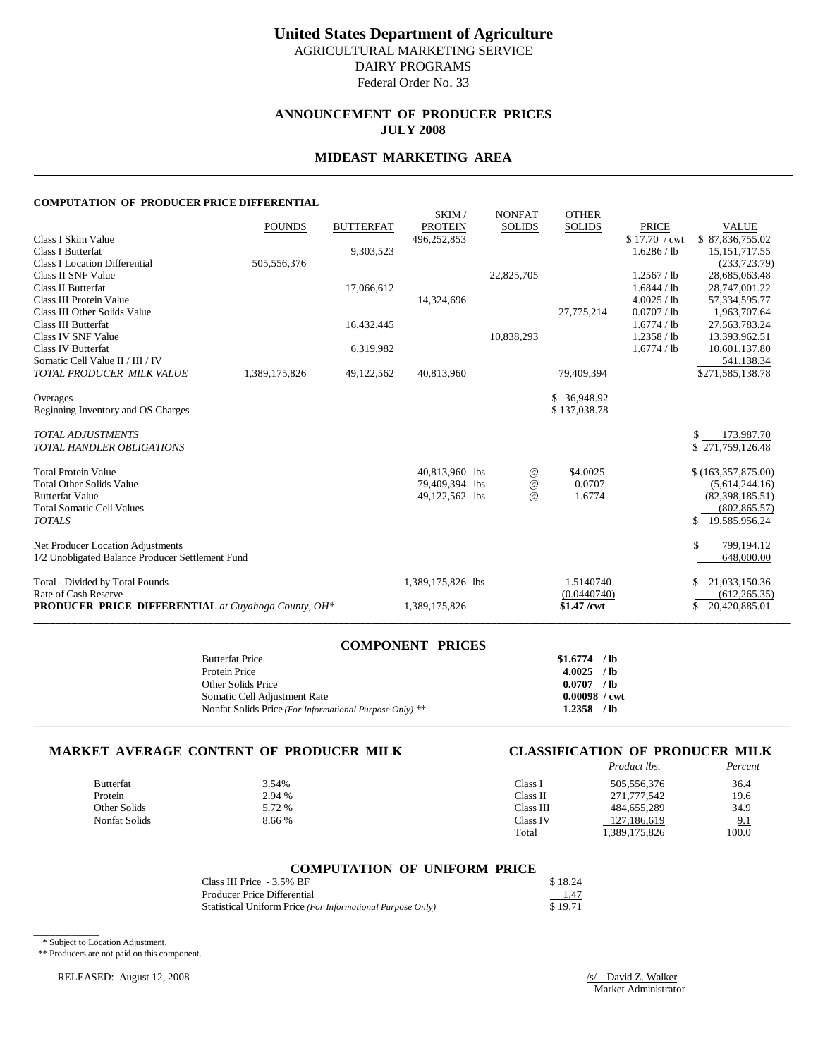# United States Department of Agriculture

AGRICULTURAL MARKETING SERVICE
DAIRY PROGRAMS
Federal Order No. 33

## ANNOUNCEMENT OF PRODUCER PRICES
## JULY 2008

## MIDEAST MARKETING AREA

### COMPUTATION OF PRODUCER PRICE DIFFERENTIAL

| | POUNDS | BUTTERFAT | SKIM / PROTEIN | NONFAT SOLIDS | OTHER SOLIDS | PRICE | VALUE |
|---|---|---|---|---|---|---|---|
| Class I Skim Value | | | 496,252,853 | | | $ 17.70 / cwt | $ 87,836,755.02 |
| Class I Butterfat | | 9,303,523 | | | | 1.6286 / lb | 15,151,717.55 |
| Class I Location Differential | 505,556,376 | | | | | | (233,723.79) |
| Class II SNF Value | | | | 22,825,705 | | 1.2567 / lb | 28,685,063.48 |
| Class II Butterfat | | 17,066,612 | | | | 1.6844 / lb | 28,747,001.22 |
| Class III Protein Value | | | 14,324,696 | | | 4.0025 / lb | 57,334,595.77 |
| Class III Other Solids Value | | | | | 27,775,214 | 0.0707 / lb | 1,963,707.64 |
| Class III Butterfat | | 16,432,445 | | | | 1.6774 / lb | 27,563,783.24 |
| Class IV SNF Value | | | | 10,838,293 | | 1.2358 / lb | 13,393,962.51 |
| Class IV Butterfat | | 6,319,982 | | | | 1.6774 / lb | 10,601,137.80 |
| Somatic Cell Value II / III / IV | | | | | | | 541,138.34 |
| *TOTAL PRODUCER MILK VALUE* | 1,389,175,826 | 49,122,562 | 40,813,960 | | 79,409,394 | | $271,585,138.78 |
| Overages | | | | | $ 36,948.92 | | |
| Beginning Inventory and OS Charges | | | | | $ 137,038.78 | | |
| *TOTAL ADJUSTMENTS* | | | | | | | $ 173,987.70 |
| *TOTAL HANDLER OBLIGATIONS* | | | | | | | $ 271,759,126.48 |
| Total Protein Value | | | 40,813,960 lbs | @ | $4.0025 | | $ (163,357,875.00) |
| Total Other Solids Value | | | 79,409,394 lbs | @ | 0.0707 | | (5,614,244.16) |
| Butterfat Value | | | 49,122,562 lbs | @ | 1.6774 | | (82,398,185.51) |
| Total Somatic Cell Values | | | | | | | (802,865.57) |
| *TOTALS* | | | | | | | $ 19,585,956.24 |
| Net Producer Location Adjustments | | | | | | | $ 799,194.12 |
| 1/2 Unobligated Balance Producer Settlement Fund | | | | | | | 648,000.00 |
| Total - Divided by Total Pounds | | | 1,389,175,826 lbs | | 1.5140740 | | $ 21,033,150.36 |
| Rate of Cash Reserve | | | | | (0.0440740) | | (612,265.35) |
| **PRODUCER PRICE DIFFERENTIAL** *at Cuyahoga County, OH\** | | | 1,389,175,826 | | **$1.47 /cwt** | | $ 20,420,885.01 |

### COMPONENT PRICES

| | |
|---|---|
| Butterfat Price | **$1.6774 / lb** |
| Protein Price | **4.0025 / lb** |
| Other Solids Price | **0.0707 / lb** |
| Somatic Cell Adjustment Rate | **0.00098 / cwt** |
| Nonfat Solids Price *(For Informational Purpose Only)* ** | **1.2358 / lb** |

### MARKET AVERAGE CONTENT OF PRODUCER MILK

| | |
|---|---|
| Butterfat | 3.54% |
| Protein | 2.94 % |
| Other Solids | 5.72 % |
| Nonfat Solids | 8.66 % |

### CLASSIFICATION OF PRODUCER MILK

| | *Product lbs.* | *Percent* |
|---|---|---|
| Class I | 505,556,376 | 36.4 |
| Class II | 271,777,542 | 19.6 |
| Class III | 484,655,289 | 34.9 |
| Class IV | 127,186,619 | 9.1 |
| Total | 1,389,175,826 | 100.0 |

### COMPUTATION OF UNIFORM PRICE

| | |
|---|---|
| Class III Price - 3.5% BF | $ 18.24 |
| Producer Price Differential | 1.47 |
| Statistical Uniform Price *(For Informational Purpose Only)* | $ 19.71 |

\* Subject to Location Adjustment.

** Producers are not paid on this component.

RELEASED: August 12, 2008

/s/ David Z. Walker
Market Administrator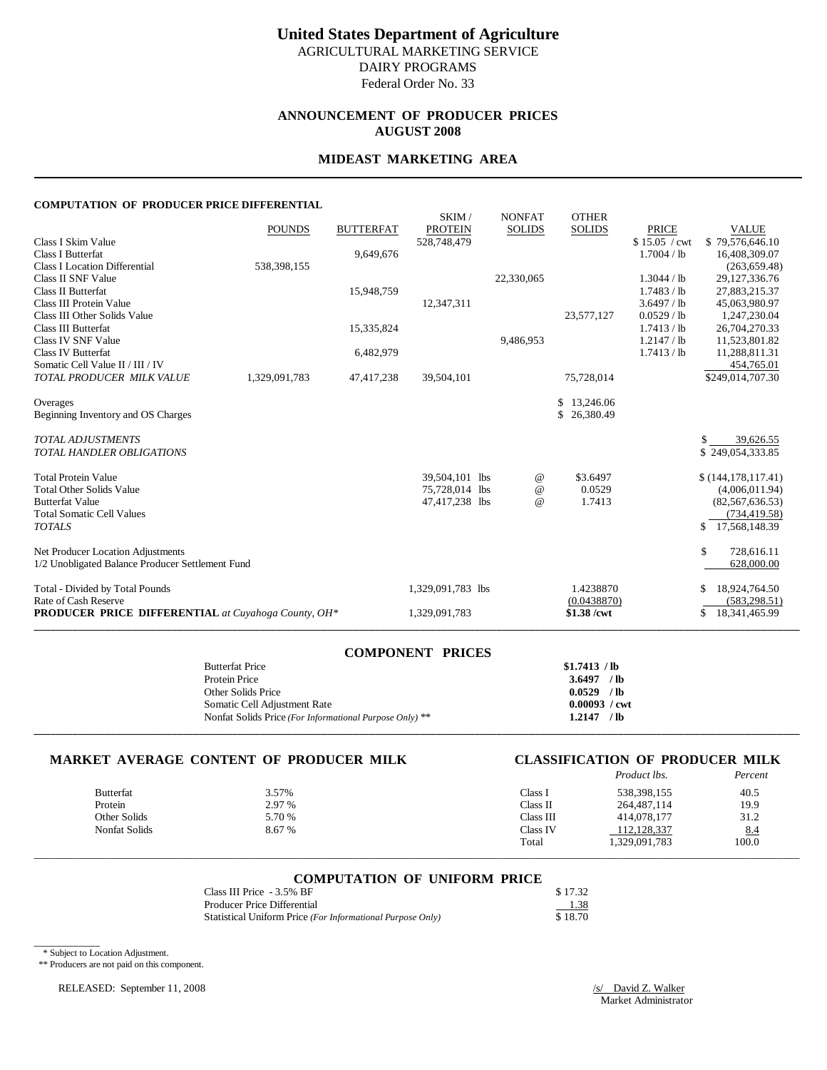# United States Department of Agriculture

AGRICULTURAL MARKETING SERVICE
DAIRY PROGRAMS
Federal Order No. 33

## ANNOUNCEMENT OF PRODUCER PRICES
## AUGUST 2008

## MIDEAST MARKETING AREA

### COMPUTATION OF PRODUCER PRICE DIFFERENTIAL

| | POUNDS | BUTTERFAT | SKIM / PROTEIN | NONFAT SOLIDS | OTHER SOLIDS | PRICE | VALUE |
|---|---|---|---|---|---|---|---|
| Class I Skim Value | | | 528,748,479 | | | $ 15.05 / cwt | $ 79,576,646.10 |
| Class I Butterfat | | 9,649,676 | | | | 1.7004 / lb | 16,408,309.07 |
| Class I Location Differential | 538,398,155 | | | | | | (263,659.48) |
| Class II SNF Value | | | | 22,330,065 | | 1.3044 / lb | 29,127,336.76 |
| Class II Butterfat | | 15,948,759 | | | | 1.7483 / lb | 27,883,215.37 |
| Class III Protein Value | | | 12,347,311 | | | 3.6497 / lb | 45,063,980.97 |
| Class III Other Solids Value | | | | | 23,577,127 | 0.0529 / lb | 1,247,230.04 |
| Class III Butterfat | | 15,335,824 | | | | 1.7413 / lb | 26,704,270.33 |
| Class IV SNF Value | | | | 9,486,953 | | 1.2147 / lb | 11,523,801.82 |
| Class IV Butterfat | | 6,482,979 | | | | 1.7413 / lb | 11,288,811.31 |
| Somatic Cell Value II / III / IV | | | | | | | 454,765.01 |
| *TOTAL PRODUCER MILK VALUE* | 1,329,091,783 | 47,417,238 | 39,504,101 | | 75,728,014 | | $249,014,707.30 |
| Overages | | | | | $ 13,246.06 | | |
| Beginning Inventory and OS Charges | | | | | $ 26,380.49 | | |
| *TOTAL ADJUSTMENTS* | | | | | | | $ 39,626.55 |
| *TOTAL HANDLER OBLIGATIONS* | | | | | | | $ 249,054,333.85 |
| Total Protein Value | | | 39,504,101 lbs | @ | $3.6497 | | $ (144,178,117.41) |
| Total Other Solids Value | | | 75,728,014 lbs | @ | 0.0529 | | (4,006,011.94) |
| Butterfat Value | | | 47,417,238 lbs | @ | 1.7413 | | (82,567,636.53) |
| Total Somatic Cell Values | | | | | | | (734,419.58) |
| *TOTALS* | | | | | | | $ 17,568,148.39 |
| Net Producer Location Adjustments | | | | | | | $ 728,616.11 |
| 1/2 Unobligated Balance Producer Settlement Fund | | | | | | | 628,000.00 |
| Total - Divided by Total Pounds | | | 1,329,091,783 lbs | | 1.4238870 | | $ 18,924,764.50 |
| Rate of Cash Reserve | | | | | (0.0438870) | | (583,298.51) |
| **PRODUCER PRICE DIFFERENTIAL** *at Cuyahoga County, OH\** | | | 1,329,091,783 | | **$1.38 /cwt** | | $ 18,341,465.99 |

### COMPONENT PRICES

| | |
|---|---|
| Butterfat Price | **$1.7413 / lb** |
| Protein Price | **3.6497 / lb** |
| Other Solids Price | **0.0529 / lb** |
| Somatic Cell Adjustment Rate | **0.00093 / cwt** |
| Nonfat Solids Price *(For Informational Purpose Only)* ** | **1.2147 / lb** |

### MARKET AVERAGE CONTENT OF PRODUCER MILK

| | |
|---|---|
| Butterfat | 3.57% |
| Protein | 2.97 % |
| Other Solids | 5.70 % |
| Nonfat Solids | 8.67 % |

### CLASSIFICATION OF PRODUCER MILK

| | *Product lbs.* | *Percent* |
|---|---|---|
| Class I | 538,398,155 | 40.5 |
| Class II | 264,487,114 | 19.9 |
| Class III | 414,078,177 | 31.2 |
| Class IV | 112,128,337 | 8.4 |
| Total | 1,329,091,783 | 100.0 |

### COMPUTATION OF UNIFORM PRICE

| | |
|---|---|
| Class III Price - 3.5% BF | $ 17.32 |
| Producer Price Differential | 1.38 |
| Statistical Uniform Price *(For Informational Purpose Only)* | $ 18.70 |

\* Subject to Location Adjustment.
** Producers are not paid on this component.

RELEASED: September 11, 2008

/s/ David Z. Walker
Market Administrator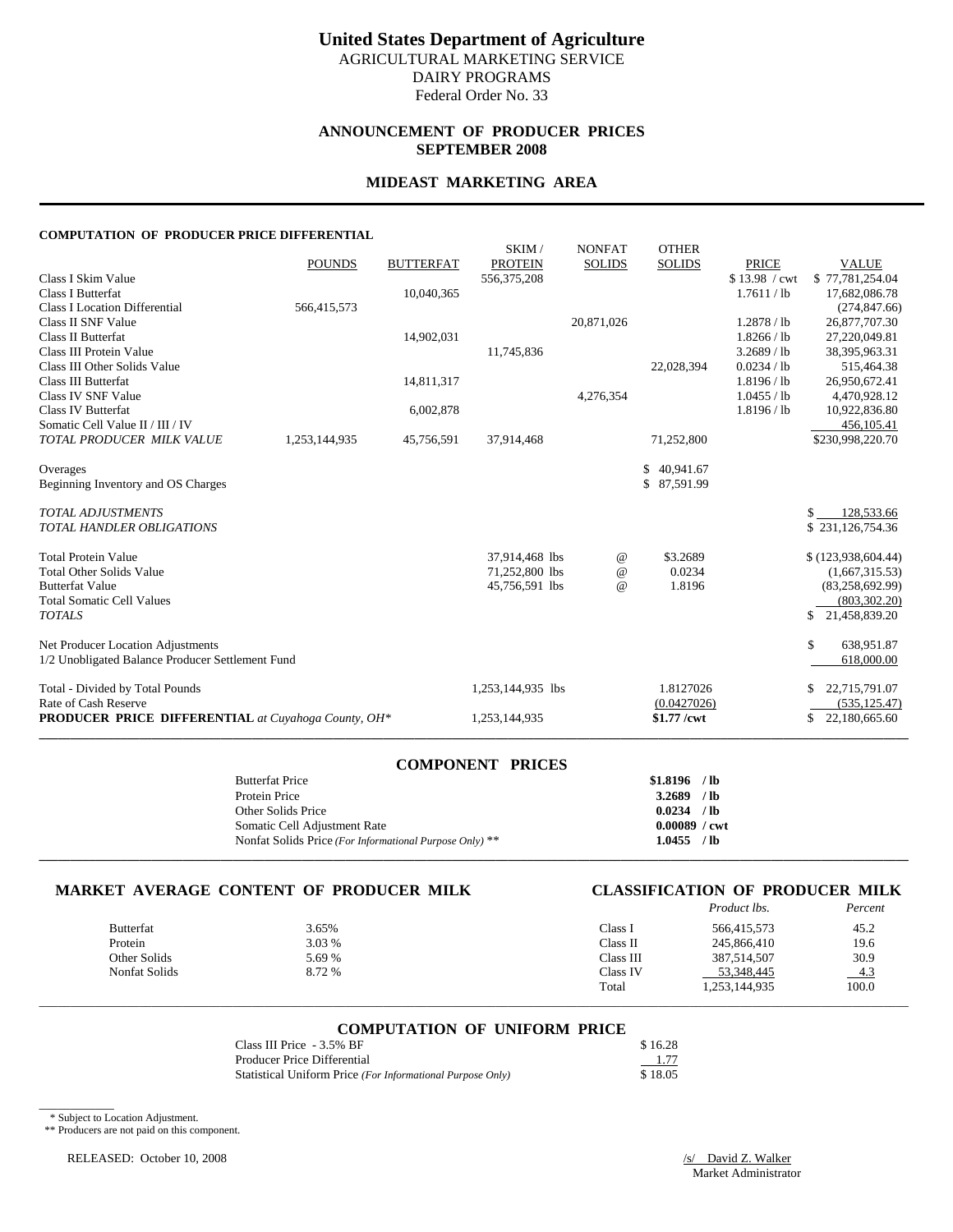# United States Department of Agriculture

AGRICULTURAL MARKETING SERVICE
DAIRY PROGRAMS
Federal Order No. 33

## ANNOUNCEMENT OF PRODUCER PRICES
## SEPTEMBER 2008

## MIDEAST MARKETING AREA

### COMPUTATION OF PRODUCER PRICE DIFFERENTIAL

| | POUNDS | BUTTERFAT | SKIM / PROTEIN | NONFAT SOLIDS | OTHER SOLIDS | PRICE | VALUE |
|---|---|---|---|---|---|---|---|
| Class I Skim Value | | | 556,375,208 | | | $ 13.98 / cwt | $ 77,781,254.04 |
| Class I Butterfat | | 10,040,365 | | | | 1.7611 / lb | 17,682,086.78 |
| Class I Location Differential | 566,415,573 | | | | | | (274,847.66) |
| Class II SNF Value | | | | 20,871,026 | | 1.2878 / lb | 26,877,707.30 |
| Class II Butterfat | | 14,902,031 | | | | 1.8266 / lb | 27,220,049.81 |
| Class III Protein Value | | | 11,745,836 | | | 3.2689 / lb | 38,395,963.31 |
| Class III Other Solids Value | | | | | 22,028,394 | 0.0234 / lb | 515,464.38 |
| Class III Butterfat | | 14,811,317 | | | | 1.8196 / lb | 26,950,672.41 |
| Class IV SNF Value | | | | 4,276,354 | | 1.0455 / lb | 4,470,928.12 |
| Class IV Butterfat | | 6,002,878 | | | | 1.8196 / lb | 10,922,836.80 |
| Somatic Cell Value II / III / IV | | | | | | | 456,105.41 |
| *TOTAL PRODUCER MILK VALUE* | 1,253,144,935 | 45,756,591 | 37,914,468 | | 71,252,800 | | $230,998,220.70 |
| Overages | | | | | $ 40,941.67 | | |
| Beginning Inventory and OS Charges | | | | | $ 87,591.99 | | |
| *TOTAL ADJUSTMENTS* | | | | | | | $ 128,533.66 |
| *TOTAL HANDLER OBLIGATIONS* | | | | | | | $ 231,126,754.36 |
| Total Protein Value | | | 37,914,468 lbs | @ | $3.2689 | | $ (123,938,604.44) |
| Total Other Solids Value | | | 71,252,800 lbs | @ | 0.0234 | | (1,667,315.53) |
| Butterfat Value | | | 45,756,591 lbs | @ | 1.8196 | | (83,258,692.99) |
| Total Somatic Cell Values | | | | | | | (803,302.20) |
| *TOTALS* | | | | | | | $ 21,458,839.20 |
| Net Producer Location Adjustments | | | | | | | $ 638,951.87 |
| 1/2 Unobligated Balance Producer Settlement Fund | | | | | | | 618,000.00 |
| Total - Divided by Total Pounds | | | 1,253,144,935 lbs | | 1.8127026 | | $ 22,715,791.07 |
| Rate of Cash Reserve | | | | | (0.0427026) | | (535,125.47) |
| **PRODUCER PRICE DIFFERENTIAL** *at Cuyahoga County, OH\** | | | 1,253,144,935 | | **$1.77 /cwt** | | $ 22,180,665.60 |

### COMPONENT PRICES

| | |
|---|---|
| Butterfat Price | **$1.8196 / lb** |
| Protein Price | **3.2689 / lb** |
| Other Solids Price | **0.0234 / lb** |
| Somatic Cell Adjustment Rate | **0.00089 / cwt** |
| Nonfat Solids Price *(For Informational Purpose Only)* ** | **1.0455 / lb** |

### MARKET AVERAGE CONTENT OF PRODUCER MILK

| | |
|---|---|
| Butterfat | 3.65% |
| Protein | 3.03 % |
| Other Solids | 5.69 % |
| Nonfat Solids | 8.72 % |

### CLASSIFICATION OF PRODUCER MILK

| | *Product lbs.* | *Percent* |
|---|---|---|
| Class I | 566,415,573 | 45.2 |
| Class II | 245,866,410 | 19.6 |
| Class III | 387,514,507 | 30.9 |
| Class IV | 53,348,445 | 4.3 |
| Total | 1,253,144,935 | 100.0 |

### COMPUTATION OF UNIFORM PRICE

| | |
|---|---|
| Class III Price - 3.5% BF | $ 16.28 |
| Producer Price Differential | 1.77 |
| Statistical Uniform Price *(For Informational Purpose Only)* | $ 18.05 |

\* Subject to Location Adjustment.
** Producers are not paid on this component.

RELEASED: October 10, 2008

/s/ David Z. Walker
Market Administrator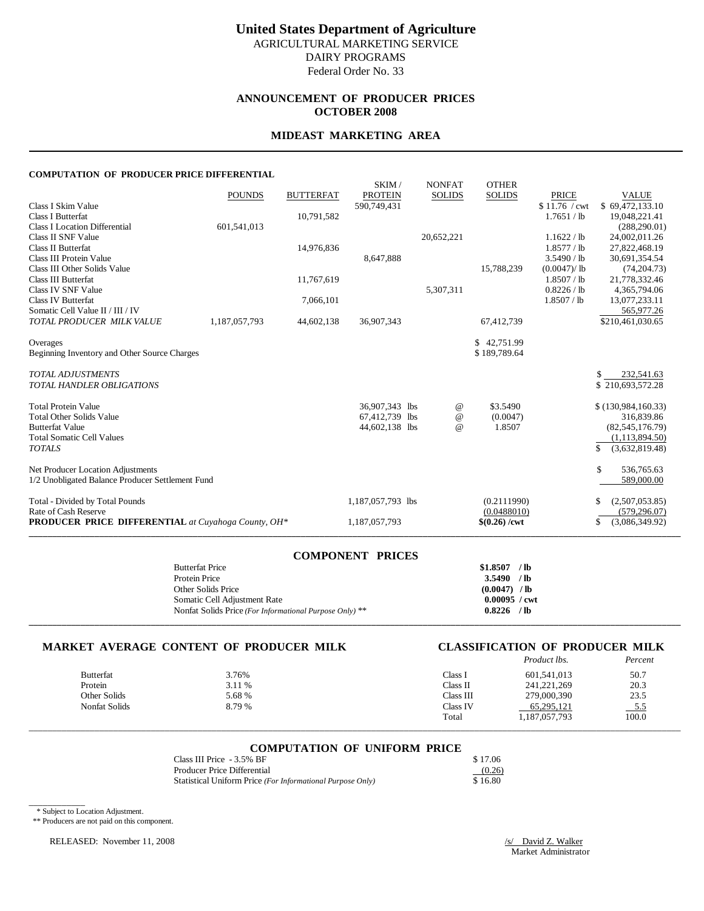# United States Department of Agriculture

AGRICULTURAL MARKETING SERVICE
DAIRY PROGRAMS
Federal Order No. 33

## ANNOUNCEMENT OF PRODUCER PRICES
## OCTOBER 2008

## MIDEAST MARKETING AREA

### COMPUTATION OF PRODUCER PRICE DIFFERENTIAL

| | POUNDS | BUTTERFAT | SKIM / PROTEIN | NONFAT SOLIDS | OTHER SOLIDS | PRICE | VALUE |
|---|---|---|---|---|---|---|---|
| Class I Skim Value | | | 590,749,431 | | | $ 11.76 / cwt | $ 69,472,133.10 |
| Class I Butterfat | | 10,791,582 | | | | 1.7651 / lb | 19,048,221.41 |
| Class I Location Differential | 601,541,013 | | | | | | (288,290.01) |
| Class II SNF Value | | | | 20,652,221 | | 1.1622 / lb | 24,002,011.26 |
| Class II Butterfat | | 14,976,836 | | | | 1.8577 / lb | 27,822,468.19 |
| Class III Protein Value | | | 8,647,888 | | | 3.5490 / lb | 30,691,354.54 |
| Class III Other Solids Value | | | | | 15,788,239 | (0.0047)/ lb | (74,204.73) |
| Class III Butterfat | | 11,767,619 | | | | 1.8507 / lb | 21,778,332.46 |
| Class IV SNF Value | | | | 5,307,311 | | 0.8226 / lb | 4,365,794.06 |
| Class IV Butterfat | | 7,066,101 | | | | 1.8507 / lb | 13,077,233.11 |
| Somatic Cell Value II / III / IV | | | | | | | 565,977.26 |
| *TOTAL PRODUCER MILK VALUE* | 1,187,057,793 | 44,602,138 | 36,907,343 | | 67,412,739 | | $210,461,030.65 |
| Overages | | | | | $ 42,751.99 | | |
| Beginning Inventory and Other Source Charges | | | | | $ 189,789.64 | | |
| *TOTAL ADJUSTMENTS* | | | | | | | $ 232,541.63 |
| *TOTAL HANDLER OBLIGATIONS* | | | | | | | $ 210,693,572.28 |
| Total Protein Value | | | 36,907,343 lbs | @ | $3.5490 | | $ (130,984,160.33) |
| Total Other Solids Value | | | 67,412,739 lbs | @ | (0.0047) | | 316,839.86 |
| Butterfat Value | | | 44,602,138 lbs | @ | 1.8507 | | (82,545,176.79) |
| Total Somatic Cell Values | | | | | | | (1,113,894.50) |
| *TOTALS* | | | | | | | $ (3,632,819.48) |
| Net Producer Location Adjustments | | | | | | | $ 536,765.63 |
| 1/2 Unobligated Balance Producer Settlement Fund | | | | | | | 589,000.00 |
| Total - Divided by Total Pounds | | | 1,187,057,793 lbs | | (0.2111990) | | $ (2,507,053.85) |
| Rate of Cash Reserve | | | | | (0.0488010) | | (579,296.07) |
| **PRODUCER PRICE DIFFERENTIAL** *at Cuyahoga County, OH\** | | | 1,187,057,793 | | $(0.26) /cwt | | $ (3,086,349.92) |

### COMPONENT PRICES

| | |
|---|---|
| Butterfat Price | **$1.8507 / lb** |
| Protein Price | **3.5490 / lb** |
| Other Solids Price | **(0.0047) / lb** |
| Somatic Cell Adjustment Rate | **0.00095 / cwt** |
| Nonfat Solids Price *(For Informational Purpose Only)* \*\* | **0.8226 / lb** |

### MARKET AVERAGE CONTENT OF PRODUCER MILK

| | |
|---|---|
| Butterfat | 3.76% |
| Protein | 3.11 % |
| Other Solids | 5.68 % |
| Nonfat Solids | 8.79 % |

### CLASSIFICATION OF PRODUCER MILK

| | *Product lbs.* | *Percent* |
|---|---|---|
| Class I | 601,541,013 | 50.7 |
| Class II | 241,221,269 | 20.3 |
| Class III | 279,000,390 | 23.5 |
| Class IV | 65,295,121 | 5.5 |
| Total | 1,187,057,793 | 100.0 |

### COMPUTATION OF UNIFORM PRICE

| | |
|---|---|
| Class III Price - 3.5% BF | $ 17.06 |
| Producer Price Differential | (0.26) |
| Statistical Uniform Price *(For Informational Purpose Only)* | $ 16.80 |

\* Subject to Location Adjustment.
\*\* Producers are not paid on this component.

RELEASED: November 11, 2008

/s/ David Z. Walker
Market Administrator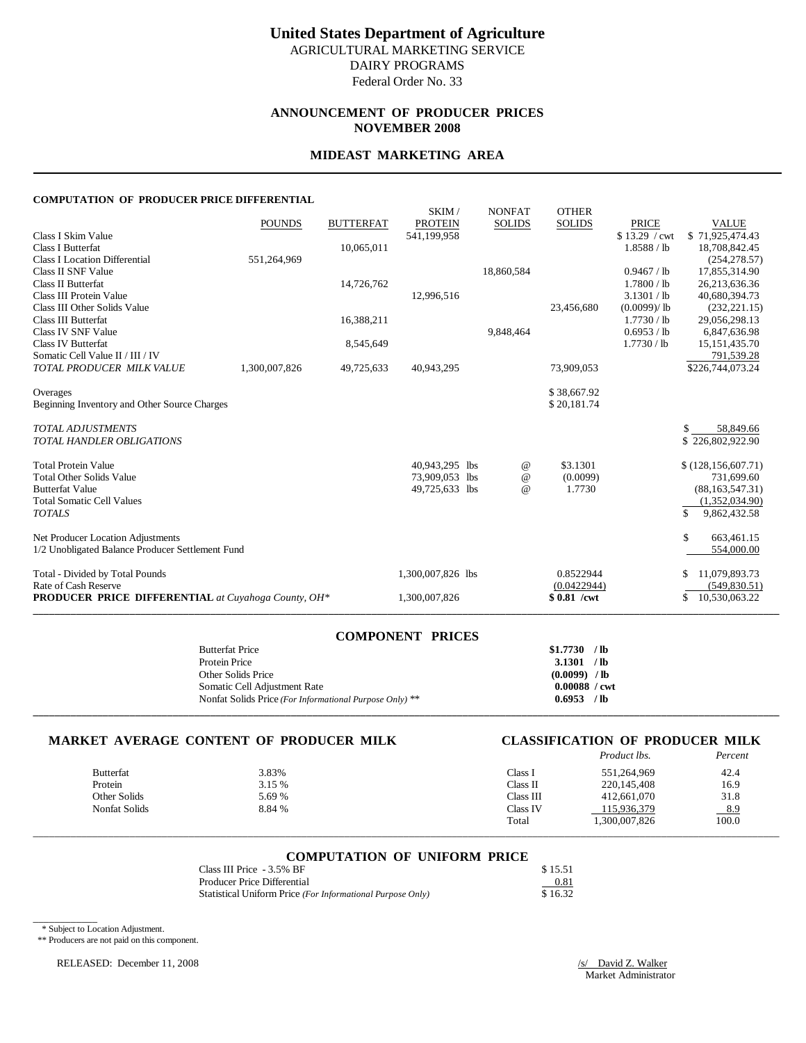# United States Department of Agriculture

AGRICULTURAL MARKETING SERVICE
DAIRY PROGRAMS
Federal Order No. 33

## ANNOUNCEMENT OF PRODUCER PRICES
## NOVEMBER 2008

## MIDEAST MARKETING AREA

### COMPUTATION OF PRODUCER PRICE DIFFERENTIAL

| | POUNDS | BUTTERFAT | SKIM / PROTEIN | NONFAT SOLIDS | OTHER SOLIDS | PRICE | VALUE |
|---|---|---|---|---|---|---|---|
| Class I Skim Value | | | 541,199,958 | | | $ 13.29 / cwt | $ 71,925,474.43 |
| Class I Butterfat | | 10,065,011 | | | | 1.8588 / lb | 18,708,842.45 |
| Class I Location Differential | 551,264,969 | | | | | | (254,278.57) |
| Class II SNF Value | | | | 18,860,584 | | 0.9467 / lb | 17,855,314.90 |
| Class II Butterfat | | 14,726,762 | | | | 1.7800 / lb | 26,213,636.36 |
| Class III Protein Value | | | 12,996,516 | | | 3.1301 / lb | 40,680,394.73 |
| Class III Other Solids Value | | | | | 23,456,680 | (0.0099)/ lb | (232,221.15) |
| Class III Butterfat | | 16,388,211 | | | | 1.7730 / lb | 29,056,298.13 |
| Class IV SNF Value | | | | 9,848,464 | | 0.6953 / lb | 6,847,636.98 |
| Class IV Butterfat | | 8,545,649 | | | | 1.7730 / lb | 15,151,435.70 |
| Somatic Cell Value II / III / IV | | | | | | | 791,539.28 |
| *TOTAL PRODUCER MILK VALUE* | 1,300,007,826 | 49,725,633 | 40,943,295 | | 73,909,053 | | $226,744,073.24 |
| Overages | | | | | $ 38,667.92 | | |
| Beginning Inventory and Other Source Charges | | | | | $ 20,181.74 | | |
| *TOTAL ADJUSTMENTS* | | | | | | | $ 58,849.66 |
| *TOTAL HANDLER OBLIGATIONS* | | | | | | | $ 226,802,922.90 |
| Total Protein Value | | | 40,943,295 lbs | @ | $3.1301 | | $ (128,156,607.71) |
| Total Other Solids Value | | | 73,909,053 lbs | @ | (0.0099) | | 731,699.60 |
| Butterfat Value | | | 49,725,633 lbs | @ | 1.7730 | | (88,163,547.31) |
| Total Somatic Cell Values | | | | | | | (1,352,034.90) |
| *TOTALS* | | | | | | | $ 9,862,432.58 |
| Net Producer Location Adjustments | | | | | | | $ 663,461.15 |
| 1/2 Unobligated Balance Producer Settlement Fund | | | | | | | 554,000.00 |
| Total - Divided by Total Pounds | | | 1,300,007,826 lbs | | 0.8522944 | | $ 11,079,893.73 |
| Rate of Cash Reserve | | | | | (0.0422944) | | (549,830.51) |
| **PRODUCER PRICE DIFFERENTIAL** *at Cuyahoga County, OH\** | | | 1,300,007,826 | | **$ 0.81 /cwt** | | $ 10,530,063.22 |

### COMPONENT PRICES

| | |
|---|---|
| Butterfat Price | **$1.7730 / lb** |
| Protein Price | **3.1301 / lb** |
| Other Solids Price | **(0.0099) / lb** |
| Somatic Cell Adjustment Rate | **0.00088 / cwt** |
| Nonfat Solids Price *(For Informational Purpose Only)* ** | **0.6953 / lb** |

### MARKET AVERAGE CONTENT OF PRODUCER MILK

| | |
|---|---|
| Butterfat | 3.83% |
| Protein | 3.15 % |
| Other Solids | 5.69 % |
| Nonfat Solids | 8.84 % |

### CLASSIFICATION OF PRODUCER MILK

| | *Product lbs.* | *Percent* |
|---|---|---|
| Class I | 551,264,969 | 42.4 |
| Class II | 220,145,408 | 16.9 |
| Class III | 412,661,070 | 31.8 |
| Class IV | 115,936,379 | 8.9 |
| Total | 1,300,007,826 | 100.0 |

### COMPUTATION OF UNIFORM PRICE

| | |
|---|---|
| Class III Price - 3.5% BF | $ 15.51 |
| Producer Price Differential | 0.81 |
| Statistical Uniform Price *(For Informational Purpose Only)* | $ 16.32 |

\* Subject to Location Adjustment.
** Producers are not paid on this component.

RELEASED: December 11, 2008

/s/ David Z. Walker
Market Administrator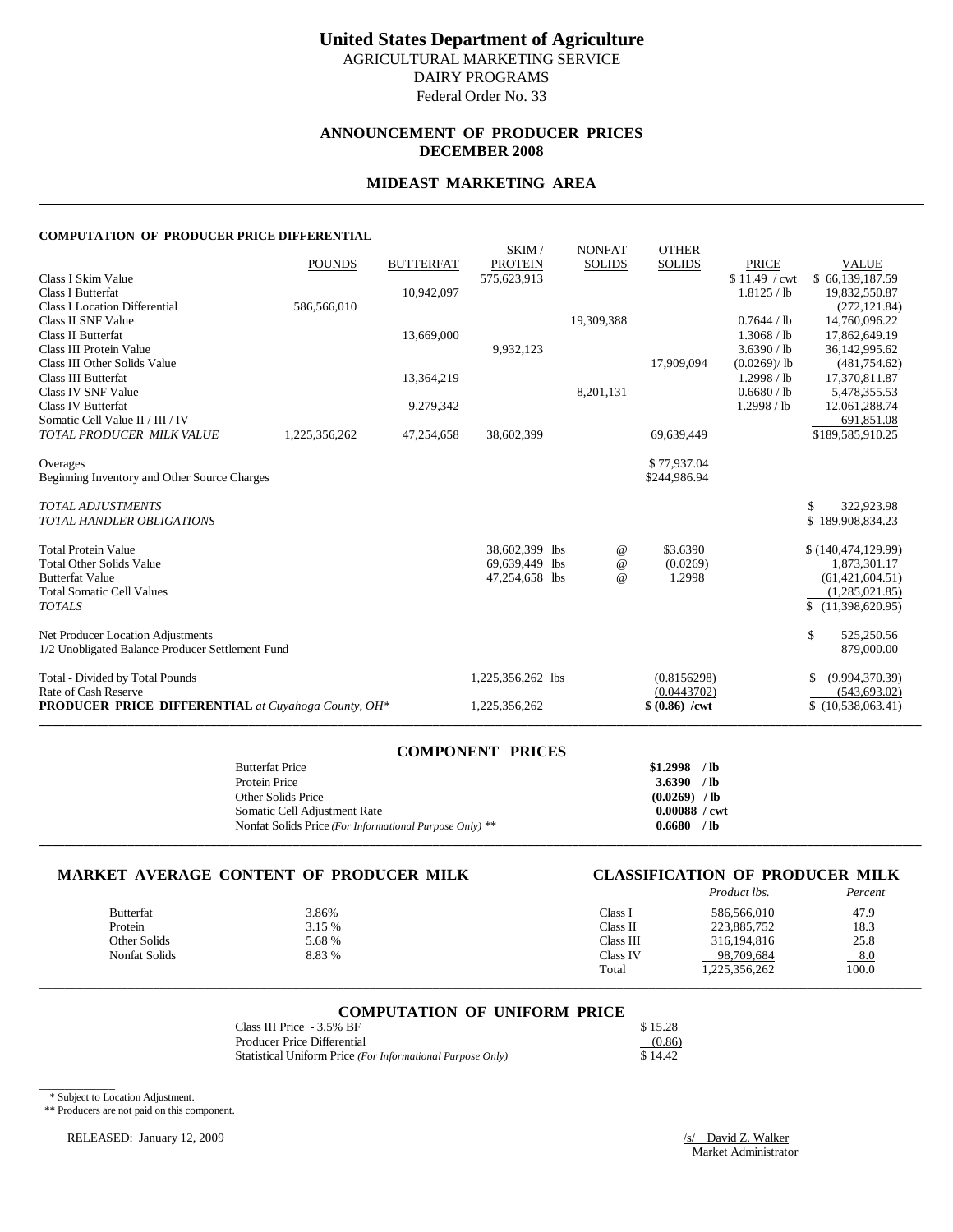# United States Department of Agriculture

AGRICULTURAL MARKETING SERVICE
DAIRY PROGRAMS
Federal Order No. 33

## ANNOUNCEMENT OF PRODUCER PRICES
## DECEMBER 2008

## MIDEAST MARKETING AREA

#### COMPUTATION OF PRODUCER PRICE DIFFERENTIAL

| | POUNDS | BUTTERFAT | SKIM / PROTEIN | NONFAT SOLIDS | OTHER SOLIDS | PRICE | VALUE |
|---|---|---|---|---|---|---|---|
| Class I Skim Value | | | 575,623,913 | | | $ 11.49 / cwt | $ 66,139,187.59 |
| Class I Butterfat | | 10,942,097 | | | | 1.8125 / lb | 19,832,550.87 |
| Class I Location Differential | 586,566,010 | | | | | | (272,121.84) |
| Class II SNF Value | | | | 19,309,388 | | 0.7644 / lb | 14,760,096.22 |
| Class II Butterfat | | 13,669,000 | | | | 1.3068 / lb | 17,862,649.19 |
| Class III Protein Value | | | 9,932,123 | | | 3.6390 / lb | 36,142,995.62 |
| Class III Other Solids Value | | | | | 17,909,094 | (0.0269)/ lb | (481,754.62) |
| Class III Butterfat | | 13,364,219 | | | | 1.2998 / lb | 17,370,811.87 |
| Class IV SNF Value | | | | 8,201,131 | | 0.6680 / lb | 5,478,355.53 |
| Class IV Butterfat | | 9,279,342 | | | | 1.2998 / lb | 12,061,288.74 |
| Somatic Cell Value II / III / IV | | | | | | | 691,851.08 |
| *TOTAL PRODUCER MILK VALUE* | 1,225,356,262 | 47,254,658 | 38,602,399 | | 69,639,449 | | $189,585,910.25 |
| Overages | | | | | $ 77,937.04 | | |
| Beginning Inventory and Other Source Charges | | | | | $244,986.94 | | |
| *TOTAL ADJUSTMENTS* | | | | | | | $ 322,923.98 |
| *TOTAL HANDLER OBLIGATIONS* | | | | | | | $ 189,908,834.23 |
| Total Protein Value | | | 38,602,399 lbs | @ | $3.6390 | | $ (140,474,129.99) |
| Total Other Solids Value | | | 69,639,449 lbs | @ | (0.0269) | | 1,873,301.17 |
| Butterfat Value | | | 47,254,658 lbs | @ | 1.2998 | | (61,421,604.51) |
| Total Somatic Cell Values | | | | | | | (1,285,021.85) |
| *TOTALS* | | | | | | | $ (11,398,620.95) |
| Net Producer Location Adjustments | | | | | | | $ 525,250.56 |
| 1/2 Unobligated Balance Producer Settlement Fund | | | | | | | 879,000.00 |
| Total - Divided by Total Pounds | | | 1,225,356,262 lbs | | (0.8156298) | | $ (9,994,370.39) |
| Rate of Cash Reserve | | | | | (0.0443702) | | (543,693.02) |
| **PRODUCER PRICE DIFFERENTIAL** *at Cuyahoga County, OH\** | | | 1,225,356,262 | | **$ (0.86) /cwt** | | $ (10,538,063.41) |

### COMPONENT PRICES

| | |
|---|---|
| Butterfat Price | **$1.2998 / lb** |
| Protein Price | **3.6390 / lb** |
| Other Solids Price | **(0.0269) / lb** |
| Somatic Cell Adjustment Rate | **0.00088 / cwt** |
| Nonfat Solids Price *(For Informational Purpose Only)* ** | **0.6680 / lb** |

### MARKET AVERAGE CONTENT OF PRODUCER MILK

| | |
|---|---|
| Butterfat | 3.86% |
| Protein | 3.15 % |
| Other Solids | 5.68 % |
| Nonfat Solids | 8.83 % |

### CLASSIFICATION OF PRODUCER MILK

| | *Product lbs.* | *Percent* |
|---|---|---|
| Class I | 586,566,010 | 47.9 |
| Class II | 223,885,752 | 18.3 |
| Class III | 316,194,816 | 25.8 |
| Class IV | 98,709,684 | 8.0 |
| Total | 1,225,356,262 | 100.0 |

### COMPUTATION OF UNIFORM PRICE

| | |
|---|---|
| Class III Price - 3.5% BF | $ 15.28 |
| Producer Price Differential | (0.86) |
| Statistical Uniform Price *(For Informational Purpose Only)* | $ 14.42 |

\* Subject to Location Adjustment.
** Producers are not paid on this component.

RELEASED: January 12, 2009

/s/ David Z. Walker
Market Administrator